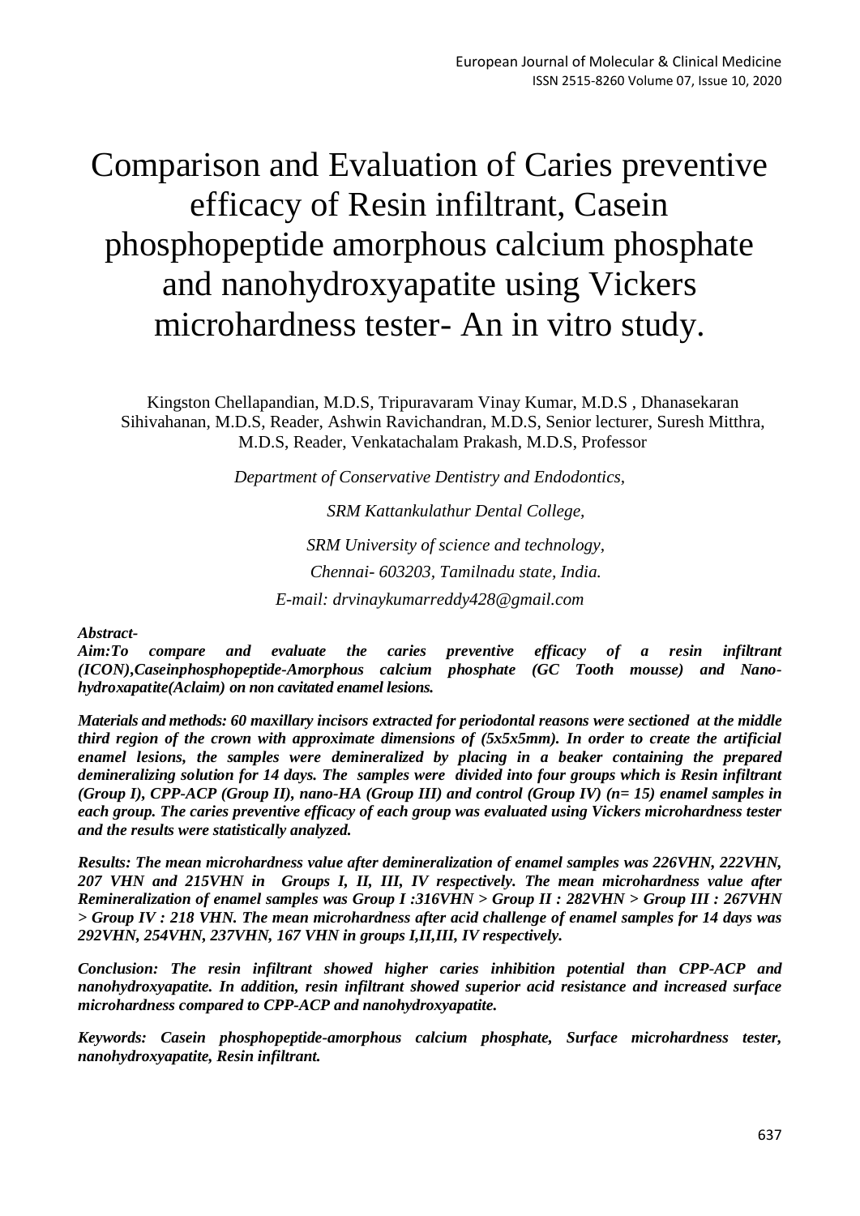# Comparison and Evaluation of Caries preventive efficacy of Resin infiltrant, Casein phosphopeptide amorphous calcium phosphate and nanohydroxyapatite using Vickers microhardness tester- An in vitro study.

Kingston Chellapandian, M.D.S, Tripuravaram Vinay Kumar, M.D.S , Dhanasekaran Sihivahanan, M.D.S, Reader, Ashwin Ravichandran, M.D.S, Senior lecturer, Suresh Mitthra, M.D.S, Reader, Venkatachalam Prakash, M.D.S, Professor

*Department of Conservative Dentistry and Endodontics,*

*SRM Kattankulathur Dental College,*

*SRM University of science and technology,*

*Chennai- 603203, Tamilnadu state, India.*

*E-mail: drvinaykumarreddy428@gmail.com*

***Abstract-***

***Aim:To compare and evaluate the caries preventive efficacy of a resin infiltrant (ICON),Caseinphosphopeptide-Amorphous calcium phosphate (GC Tooth mousse) and Nano-hydroxapatite(Aclaim) on non cavitated enamel lesions.***

***Materials and methods: 60 maxillary incisors extracted for periodontal reasons were sectioned at the middle third region of the crown with approximate dimensions of (5x5x5mm). In order to create the artificial enamel lesions, the samples were demineralized by placing in a beaker containing the prepared demineralizing solution for 14 days. The samples were divided into four groups which is Resin infiltrant (Group I), CPP-ACP (Group II), nano-HA (Group III) and control (Group IV) (n= 15) enamel samples in each group. The caries preventive efficacy of each group was evaluated using Vickers microhardness tester and the results were statistically analyzed.***

***Results: The mean microhardness value after demineralization of enamel samples was 226VHN, 222VHN, 207 VHN and 215VHN in Groups I, II, III, IV respectively. The mean microhardness value after Remineralization of enamel samples was Group I :316VHN > Group II : 282VHN > Group III : 267VHN > Group IV : 218 VHN. The mean microhardness after acid challenge of enamel samples for 14 days was 292VHN, 254VHN, 237VHN, 167 VHN in groups I,II,III, IV respectively.***

***Conclusion: The resin infiltrant showed higher caries inhibition potential than CPP-ACP and nanohydroxyapatite. In addition, resin infiltrant showed superior acid resistance and increased surface microhardness compared to CPP-ACP and nanohydroxyapatite.***

***Keywords: Casein phosphopeptide-amorphous calcium phosphate, Surface microhardness tester, nanohydroxyapatite, Resin infiltrant.***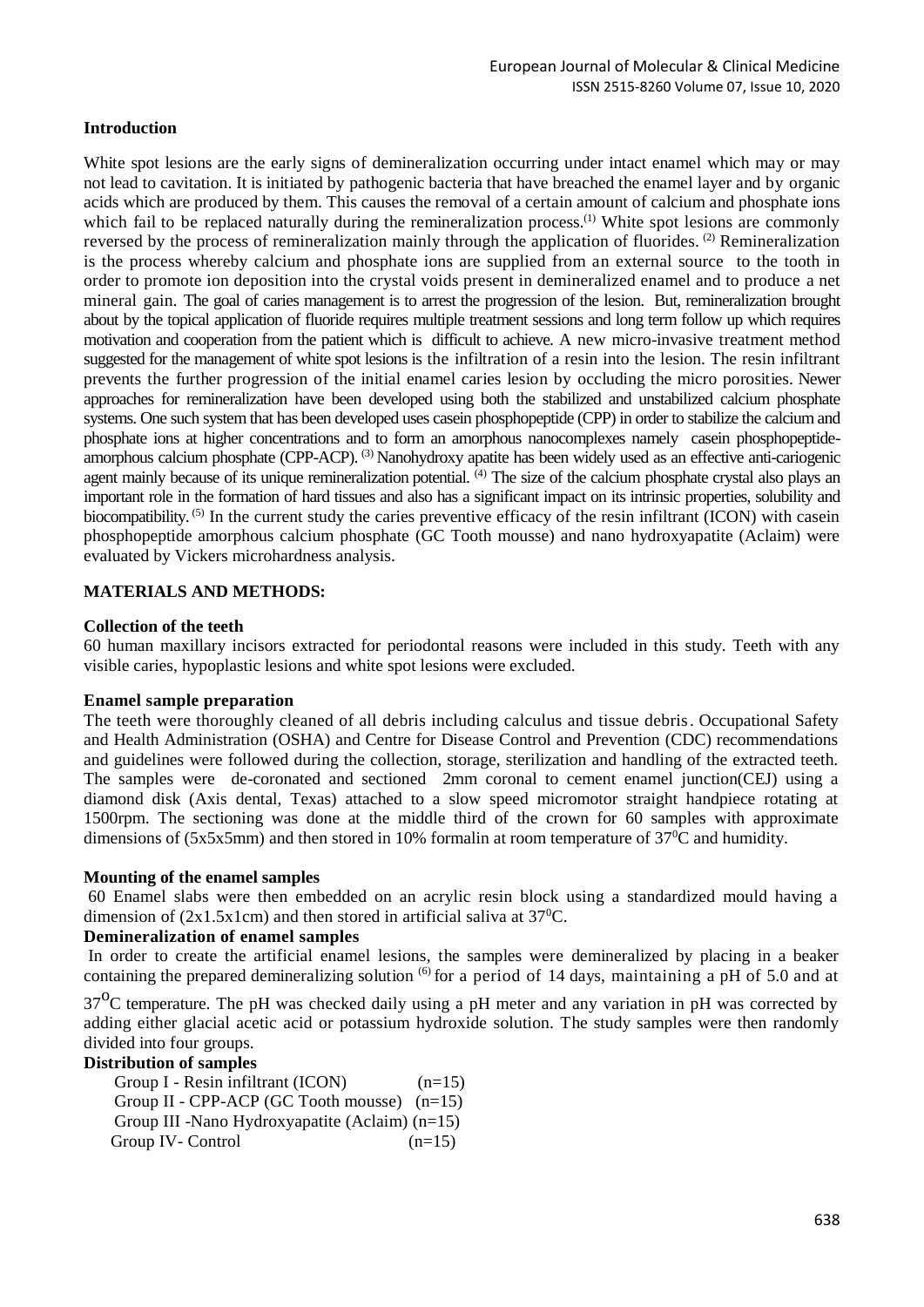### Introduction

White spot lesions are the early signs of demineralization occurring under intact enamel which may or may not lead to cavitation. It is initiated by pathogenic bacteria that have breached the enamel layer and by organic acids which are produced by them. This causes the removal of a certain amount of calcium and phosphate ions which fail to be replaced naturally during the remineralization process.[1] White spot lesions are commonly reversed by the process of remineralization mainly through the application of fluorides. [2] Remineralization is the process whereby calcium and phosphate ions are supplied from an external source to the tooth in order to promote ion deposition into the crystal voids present in demineralized enamel and to produce a net mineral gain. The goal of caries management is to arrest the progression of the lesion. But, remineralization brought about by the topical application of fluoride requires multiple treatment sessions and long term follow up which requires motivation and cooperation from the patient which is difficult to achieve. A new micro-invasive treatment method suggested for the management of white spot lesions is the infiltration of a resin into the lesion. The resin infiltrant prevents the further progression of the initial enamel caries lesion by occluding the micro porosities. Newer approaches for remineralization have been developed using both the stabilized and unstabilized calcium phosphate systems. One such system that has been developed uses casein phosphopeptide (CPP) in order to stabilize the calcium and phosphate ions at higher concentrations and to form an amorphous nanocomplexes namely casein phosphopeptide-amorphous calcium phosphate (CPP-ACP). [3] Nanohydroxy apatite has been widely used as an effective anti-cariogenic agent mainly because of its unique remineralization potential. [4] The size of the calcium phosphate crystal also plays an important role in the formation of hard tissues and also has a significant impact on its intrinsic properties, solubility and biocompatibility. [5] In the current study the caries preventive efficacy of the resin infiltrant (ICON) with casein phosphopeptide amorphous calcium phosphate (GC Tooth mousse) and nano hydroxyapatite (Aclaim) were evaluated by Vickers microhardness analysis.

### MATERIALS AND METHODS:

#### Collection of the teeth

60 human maxillary incisors extracted for periodontal reasons were included in this study. Teeth with any visible caries, hypoplastic lesions and white spot lesions were excluded.

#### Enamel sample preparation

The teeth were thoroughly cleaned of all debris including calculus and tissue debris. Occupational Safety and Health Administration (OSHA) and Centre for Disease Control and Prevention (CDC) recommendations and guidelines were followed during the collection, storage, sterilization and handling of the extracted teeth. The samples were de-coronated and sectioned 2mm coronal to cement enamel junction(CEJ) using a diamond disk (Axis dental, Texas) attached to a slow speed micromotor straight handpiece rotating at 1500rpm. The sectioning was done at the middle third of the crown for 60 samples with approximate dimensions of (5x5x5mm) and then stored in 10% formalin at room temperature of $37^0$C and humidity.

#### Mounting of the enamel samples

60 Enamel slabs were then embedded on an acrylic resin block using a standardized mould having a dimension of (2x1.5x1cm) and then stored in artificial saliva at $37^0$C.

#### Demineralization of enamel samples

In order to create the artificial enamel lesions, the samples were demineralized by placing in a beaker containing the prepared demineralizing solution [6] for a period of 14 days, maintaining a pH of 5.0 and at $37^o$C temperature. The pH was checked daily using a pH meter and any variation in pH was corrected by adding either glacial acetic acid or potassium hydroxide solution. The study samples were then randomly divided into four groups.

#### Distribution of samples

- Group I - Resin infiltrant (ICON) (n=15)
- Group II - CPP-ACP (GC Tooth mousse) (n=15)
- Group III -Nano Hydroxyapatite (Aclaim) (n=15)
- Group IV- Control (n=15)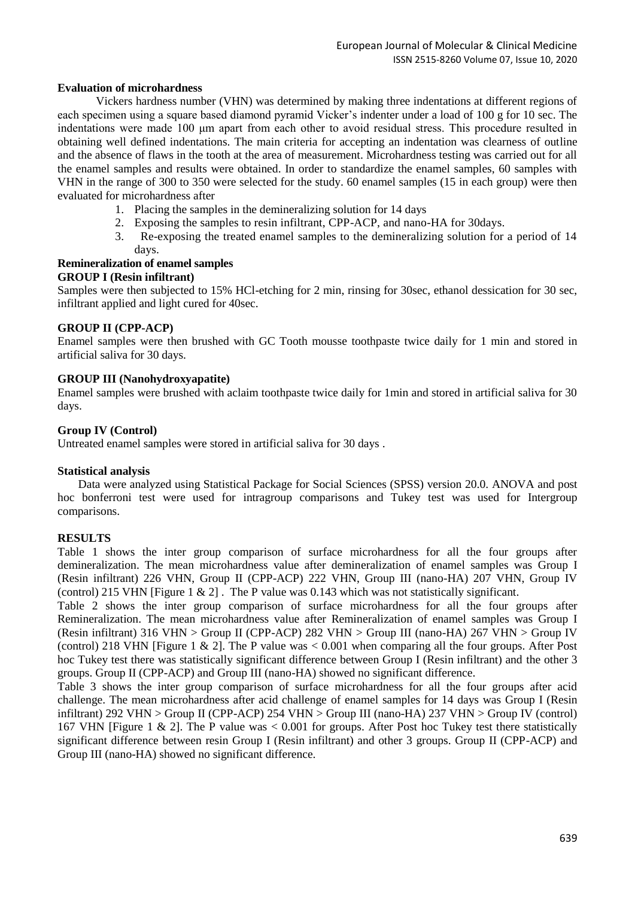### Evaluation of microhardness

Vickers hardness number (VHN) was determined by making three indentations at different regions of each specimen using a square based diamond pyramid Vicker's indenter under a load of 100 g for 10 sec. The indentations were made 100 µm apart from each other to avoid residual stress. This procedure resulted in obtaining well defined indentations. The main criteria for accepting an indentation was clearness of outline and the absence of flaws in the tooth at the area of measurement. Microhardness testing was carried out for all the enamel samples and results were obtained. In order to standardize the enamel samples, 60 samples with VHN in the range of 300 to 350 were selected for the study. 60 enamel samples (15 in each group) were then evaluated for microhardness after

1. Placing the samples in the demineralizing solution for 14 days
2. Exposing the samples to resin infiltrant, CPP-ACP, and nano-HA for 30days.
3. Re-exposing the treated enamel samples to the demineralizing solution for a period of 14 days.

### Remineralization of enamel samples

**GROUP I (Resin infiltrant)**

Samples were then subjected to 15% HCl-etching for 2 min, rinsing for 30sec, ethanol dessication for 30 sec, infiltrant applied and light cured for 40sec.

**GROUP II (CPP-ACP)**

Enamel samples were then brushed with GC Tooth mousse toothpaste twice daily for 1 min and stored in artificial saliva for 30 days.

**GROUP III (Nanohydroxyapatite)**

Enamel samples were brushed with aclaim toothpaste twice daily for 1min and stored in artificial saliva for 30 days.

**Group IV (Control)**

Untreated enamel samples were stored in artificial saliva for 30 days .

### Statistical analysis

Data were analyzed using Statistical Package for Social Sciences (SPSS) version 20.0. ANOVA and post hoc bonferroni test were used for intragroup comparisons and Tukey test was used for Intergroup comparisons.

## RESULTS

Table 1 shows the inter group comparison of surface microhardness for all the four groups after demineralization. The mean microhardness value after demineralization of enamel samples was Group I (Resin infiltrant) 226 VHN, Group II (CPP-ACP) 222 VHN, Group III (nano-HA) 207 VHN, Group IV (control) 215 VHN [Figure 1 & 2] . The P value was 0.143 which was not statistically significant.

Table 2 shows the inter group comparison of surface microhardness for all the four groups after Remineralization. The mean microhardness value after Remineralization of enamel samples was Group I (Resin infiltrant) 316 VHN > Group II (CPP-ACP) 282 VHN > Group III (nano-HA) 267 VHN > Group IV (control) 218 VHN [Figure 1 & 2]. The P value was $< 0.001$ when comparing all the four groups. After Post hoc Tukey test there was statistically significant difference between Group I (Resin infiltrant) and the other 3 groups. Group II (CPP-ACP) and Group III (nano-HA) showed no significant difference.

Table 3 shows the inter group comparison of surface microhardness for all the four groups after acid challenge. The mean microhardness after acid challenge of enamel samples for 14 days was Group I (Resin infiltrant) 292 VHN > Group II (CPP-ACP) 254 VHN > Group III (nano-HA) 237 VHN > Group IV (control) 167 VHN [Figure 1 & 2]. The P value was $< 0.001$ for groups. After Post hoc Tukey test there statistically significant difference between resin Group I (Resin infiltrant) and other 3 groups. Group II (CPP-ACP) and Group III (nano-HA) showed no significant difference.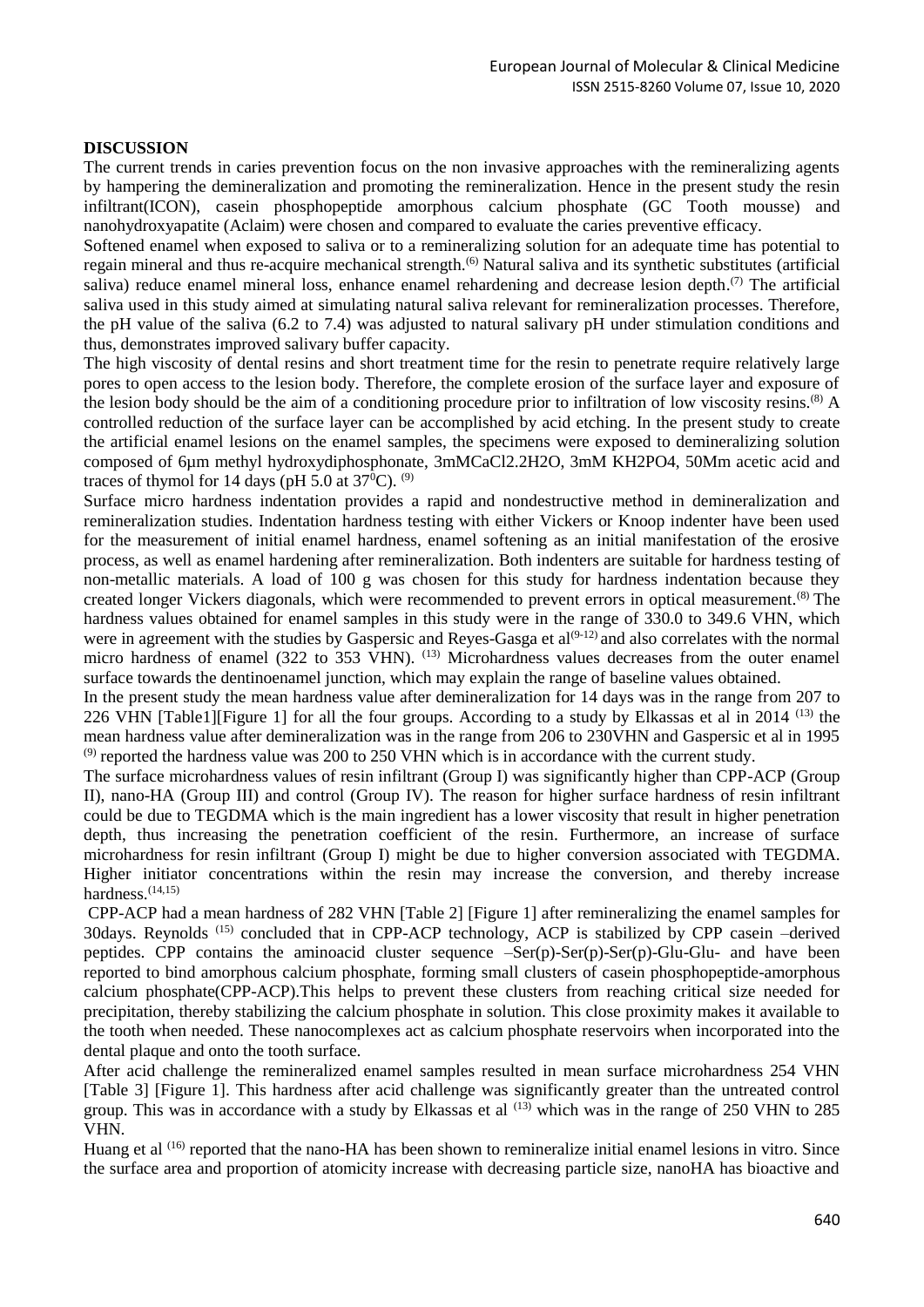**DISCUSSION**

The current trends in caries prevention focus on the non invasive approaches with the remineralizing agents by hampering the demineralization and promoting the remineralization. Hence in the present study the resin infiltrant(ICON), casein phosphopeptide amorphous calcium phosphate (GC Tooth mousse) and nanohydroxyapatite (Aclaim) were chosen and compared to evaluate the caries preventive efficacy.

Softened enamel when exposed to saliva or to a remineralizing solution for an adequate time has potential to regain mineral and thus re-acquire mechanical strength.[6] Natural saliva and its synthetic substitutes (artificial saliva) reduce enamel mineral loss, enhance enamel rehardening and decrease lesion depth.[7] The artificial saliva used in this study aimed at simulating natural saliva relevant for remineralization processes. Therefore, the pH value of the saliva (6.2 to 7.4) was adjusted to natural salivary pH under stimulation conditions and thus, demonstrates improved salivary buffer capacity.

The high viscosity of dental resins and short treatment time for the resin to penetrate require relatively large pores to open access to the lesion body. Therefore, the complete erosion of the surface layer and exposure of the lesion body should be the aim of a conditioning procedure prior to infiltration of low viscosity resins.[8] A controlled reduction of the surface layer can be accomplished by acid etching. In the present study to create the artificial enamel lesions on the enamel samples, the specimens were exposed to demineralizing solution composed of 6μm methyl hydroxydiphosphonate, 3mM$CaCl_2.2H_2O$, 3mM $KH_2PO_4$, 50Mm acetic acid and traces of thymol for 14 days (pH 5.0 at $37^0$C). [9]

Surface micro hardness indentation provides a rapid and nondestructive method in demineralization and remineralization studies. Indentation hardness testing with either Vickers or Knoop indenter have been used for the measurement of initial enamel hardness, enamel softening as an initial manifestation of the erosive process, as well as enamel hardening after remineralization. Both indenters are suitable for hardness testing of non-metallic materials. A load of 100 g was chosen for this study for hardness indentation because they created longer Vickers diagonals, which were recommended to prevent errors in optical measurement.[8] The hardness values obtained for enamel samples in this study were in the range of 330.0 to 349.6 VHN, which were in agreement with the studies by Gaspersic and Reyes-Gasga et al[9-12] and also correlates with the normal micro hardness of enamel (322 to 353 VHN). [13] Microhardness values decreases from the outer enamel surface towards the dentinoenamel junction, which may explain the range of baseline values obtained.

In the present study the mean hardness value after demineralization for 14 days was in the range from 207 to 226 VHN [Table1][Figure 1] for all the four groups. According to a study by Elkassas et al in 2014 [13] the mean hardness value after demineralization was in the range from 206 to 230VHN and Gaspersic et al in 1995 [9] reported the hardness value was 200 to 250 VHN which is in accordance with the current study.

The surface microhardness values of resin infiltrant (Group I) was significantly higher than CPP-ACP (Group II), nano-HA (Group III) and control (Group IV). The reason for higher surface hardness of resin infiltrant could be due to TEGDMA which is the main ingredient has a lower viscosity that result in higher penetration depth, thus increasing the penetration coefficient of the resin. Furthermore, an increase of surface microhardness for resin infiltrant (Group I) might be due to higher conversion associated with TEGDMA. Higher initiator concentrations within the resin may increase the conversion, and thereby increase hardness.[14,15]

CPP-ACP had a mean hardness of 282 VHN [Table 2] [Figure 1] after remineralizing the enamel samples for 30days. Reynolds [15] concluded that in CPP-ACP technology, ACP is stabilized by CPP casein –derived peptides. CPP contains the aminoacid cluster sequence –Ser(p)-Ser(p)-Ser(p)-Glu-Glu- and have been reported to bind amorphous calcium phosphate, forming small clusters of casein phosphopeptide-amorphous calcium phosphate(CPP-ACP).This helps to prevent these clusters from reaching critical size needed for precipitation, thereby stabilizing the calcium phosphate in solution. This close proximity makes it available to the tooth when needed. These nanocomplexes act as calcium phosphate reservoirs when incorporated into the dental plaque and onto the tooth surface.

After acid challenge the remineralized enamel samples resulted in mean surface microhardness 254 VHN [Table 3] [Figure 1]. This hardness after acid challenge was significantly greater than the untreated control group. This was in accordance with a study by Elkassas et al [13] which was in the range of 250 VHN to 285 VHN.

Huang et al [16] reported that the nano-HA has been shown to remineralize initial enamel lesions in vitro. Since the surface area and proportion of atomicity increase with decreasing particle size, nanoHA has bioactive and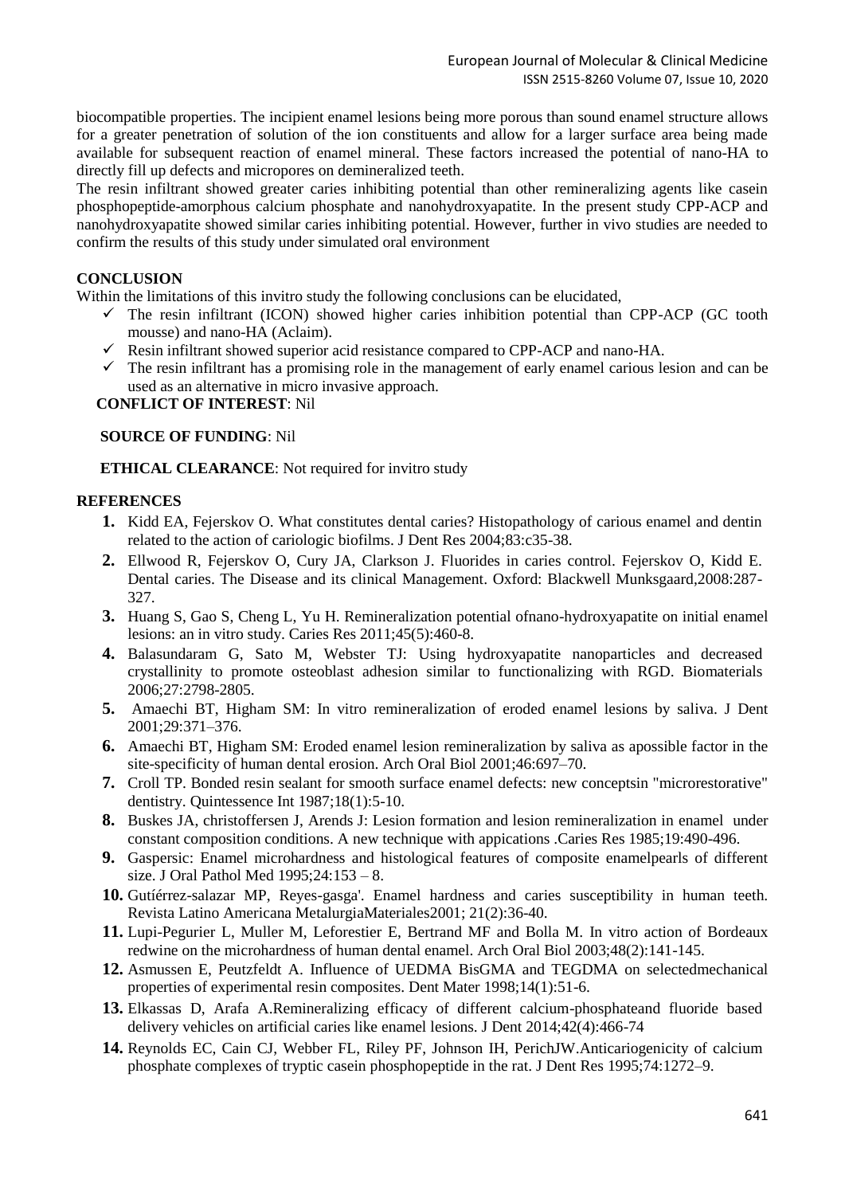biocompatible properties. The incipient enamel lesions being more porous than sound enamel structure allows for a greater penetration of solution of the ion constituents and allow for a larger surface area being made available for subsequent reaction of enamel mineral. These factors increased the potential of nano-HA to directly fill up defects and micropores on demineralized teeth.

The resin infiltrant showed greater caries inhibiting potential than other remineralizing agents like casein phosphopeptide-amorphous calcium phosphate and nanohydroxyapatite. In the present study CPP-ACP and nanohydroxyapatite showed similar caries inhibiting potential. However, further in vivo studies are needed to confirm the results of this study under simulated oral environment

## CONCLUSION

Within the limitations of this invitro study the following conclusions can be elucidated,

- ✓ The resin infiltrant (ICON) showed higher caries inhibition potential than CPP-ACP (GC tooth mousse) and nano-HA (Aclaim).
- ✓ Resin infiltrant showed superior acid resistance compared to CPP-ACP and nano-HA.
- ✓ The resin infiltrant has a promising role in the management of early enamel carious lesion and can be used as an alternative in micro invasive approach.

**CONFLICT OF INTEREST**: Nil

**SOURCE OF FUNDING**: Nil

**ETHICAL CLEARANCE**: Not required for invitro study

## REFERENCES

1. Kidd EA, Fejerskov O. What constitutes dental caries? Histopathology of carious enamel and dentin related to the action of cariologic biofilms. J Dent Res 2004;83:c35-38.
2. Ellwood R, Fejerskov O, Cury JA, Clarkson J. Fluorides in caries control. Fejerskov O, Kidd E. Dental caries. The Disease and its clinical Management. Oxford: Blackwell Munksgaard,2008:287-327.
3. Huang S, Gao S, Cheng L, Yu H. Remineralization potential ofnano-hydroxyapatite on initial enamel lesions: an in vitro study. Caries Res 2011;45(5):460-8.
4. Balasundaram G, Sato M, Webster TJ: Using hydroxyapatite nanoparticles and decreased crystallinity to promote osteoblast adhesion similar to functionalizing with RGD. Biomaterials 2006;27:2798-2805.
5. Amaechi BT, Higham SM: In vitro remineralization of eroded enamel lesions by saliva. J Dent 2001;29:371–376.
6. Amaechi BT, Higham SM: Eroded enamel lesion remineralization by saliva as apossible factor in the site-specificity of human dental erosion. Arch Oral Biol 2001;46:697–70.
7. Croll TP. Bonded resin sealant for smooth surface enamel defects: new conceptsin "microrestorative" dentistry. Quintessence Int 1987;18(1):5-10.
8. Buskes JA, christoffersen J, Arends J: Lesion formation and lesion remineralization in enamel under constant composition conditions. A new technique with appications .Caries Res 1985;19:490-496.
9. Gaspersic: Enamel microhardness and histological features of composite enamelpearls of different size. J Oral Pathol Med 1995;24:153 – 8.
10. Gutíérrez-salazar MP, Reyes-gasga'. Enamel hardness and caries susceptibility in human teeth. Revista Latino Americana MetalurgiaMateriales2001; 21(2):36-40.
11. Lupi-Pegurier L, Muller M, Leforestier E, Bertrand MF and Bolla M. In vitro action of Bordeaux redwine on the microhardness of human dental enamel. Arch Oral Biol 2003;48(2):141-145.
12. Asmussen E, Peutzfeldt A. Influence of UEDMA BisGMA and TEGDMA on selectedmechanical properties of experimental resin composites. Dent Mater 1998;14(1):51-6.
13. Elkassas D, Arafa A.Remineralizing efficacy of different calcium-phosphateand fluoride based delivery vehicles on artificial caries like enamel lesions. J Dent 2014;42(4):466-74
14. Reynolds EC, Cain CJ, Webber FL, Riley PF, Johnson IH, PerichJW.Anticariogenicity of calcium phosphate complexes of tryptic casein phosphopeptide in the rat. J Dent Res 1995;74:1272–9.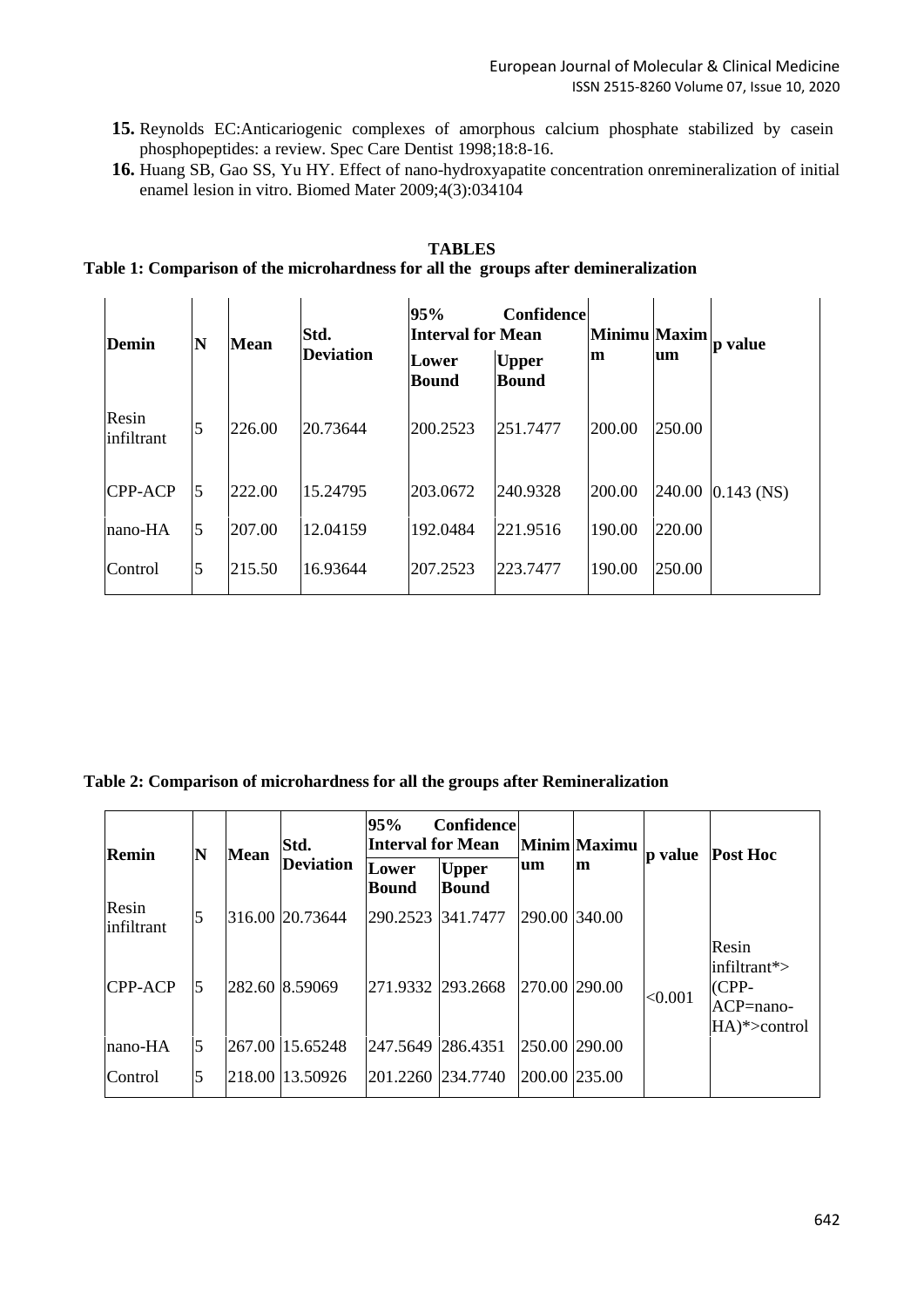15. Reynolds EC:Anticariogenic complexes of amorphous calcium phosphate stabilized by casein phosphopeptides: a review. Spec Care Dentist 1998;18:8-16.
16. Huang SB, Gao SS, Yu HY. Effect of nano-hydroxyapatite concentration onremineralization of initial enamel lesion in vitro. Biomed Mater 2009;4(3):034104

## TABLES

**Table 1: Comparison of the microhardness for all the groups after demineralization**

| Demin | N | Mean | Std. Deviation | 95% Confidence Interval for Mean | | Minimum | Maximum | p value |
|---|---|---|---|---|---|---|---|---|
| | | | | Lower Bound | Upper Bound | | | |
| Resin infiltrant | 5 | 226.00 | 20.73644 | 200.2523 | 251.7477 | 200.00 | 250.00 | |
| CPP-ACP | 5 | 222.00 | 15.24795 | 203.0672 | 240.9328 | 200.00 | 240.00 | 0.143 (NS) |
| nano-HA | 5 | 207.00 | 12.04159 | 192.0484 | 221.9516 | 190.00 | 220.00 | |
| Control | 5 | 215.50 | 16.93644 | 207.2523 | 223.7477 | 190.00 | 250.00 | |

**Table 2: Comparison of microhardness for all the groups after Remineralization**

| Remin | N | Mean | Std. Deviation | 95% Confidence Interval for Mean | | Minimum | Maximum | p value | Post Hoc |
|---|---|---|---|---|---|---|---|---|---|
| | | | | Lower Bound | Upper Bound | | | | |
| Resin infiltrant | 5 | 316.00 | 20.73644 | 290.2523 | 341.7477 | 290.00 | 340.00 | | |
| CPP-ACP | 5 | 282.60 | 8.59069 | 271.9332 | 293.2668 | 270.00 | 290.00 | <0.001 | Resin infiltrant*> (CPP-ACP=nano-HA)*>control |
| nano-HA | 5 | 267.00 | 15.65248 | 247.5649 | 286.4351 | 250.00 | 290.00 | | |
| Control | 5 | 218.00 | 13.50926 | 201.2260 | 234.7740 | 200.00 | 235.00 | | |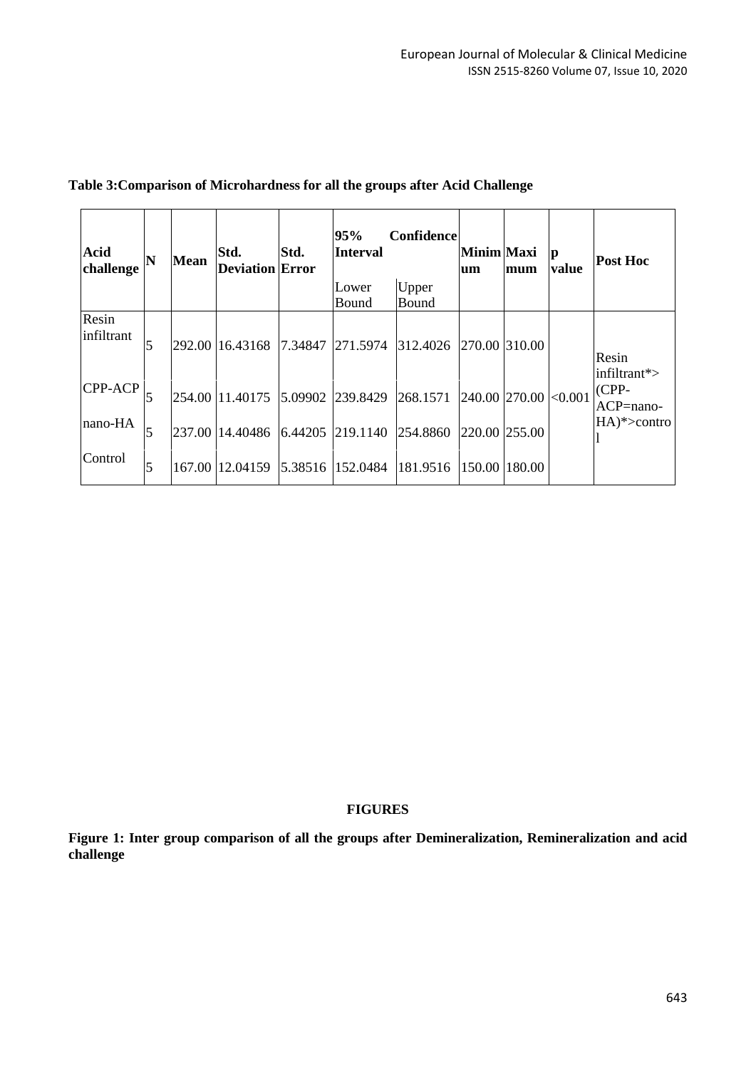**Table 3:Comparison of Microhardness for all the groups after Acid Challenge**

| Acid challenge | N | Mean | Std. Deviation | Std. Error | 95% Confidence Interval | | Minimum | Maximum | p value | Post Hoc |
|---|---|---|---|---|---|---|---|---|---|---|
| | | | | | Lower Bound | Upper Bound | | | | |
| Resin infiltrant | 5 | 292.00 | 16.43168 | 7.34847 | 271.5974 | 312.4026 | 270.00 | 310.00 | <0.001 | Resin infiltrant*> (CPP-ACP=nano-HA)*>control |
| CPP-ACP | 5 | 254.00 | 11.40175 | 5.09902 | 239.8429 | 268.1571 | 240.00 | 270.00 | | |
| nano-HA | 5 | 237.00 | 14.40486 | 6.44205 | 219.1140 | 254.8860 | 220.00 | 255.00 | | |
| Control | 5 | 167.00 | 12.04159 | 5.38516 | 152.0484 | 181.9516 | 150.00 | 180.00 | | |

**FIGURES**

**Figure 1: Inter group comparison of all the groups after Demineralization, Remineralization and acid challenge**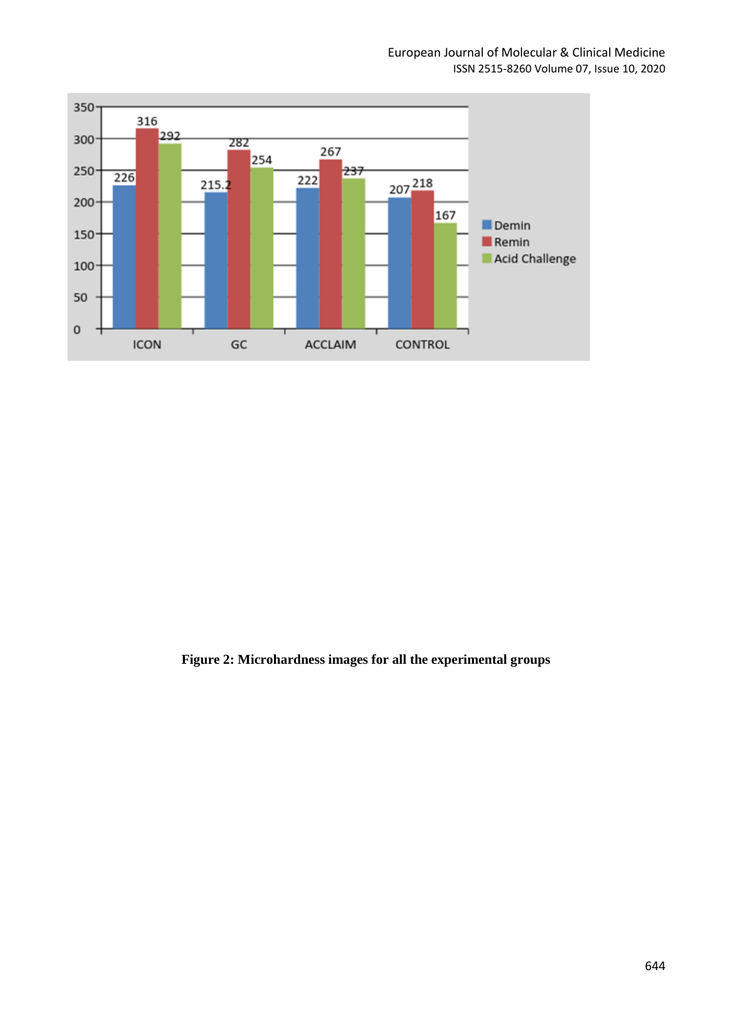Figure 2: Microhardness images for all the experimental groups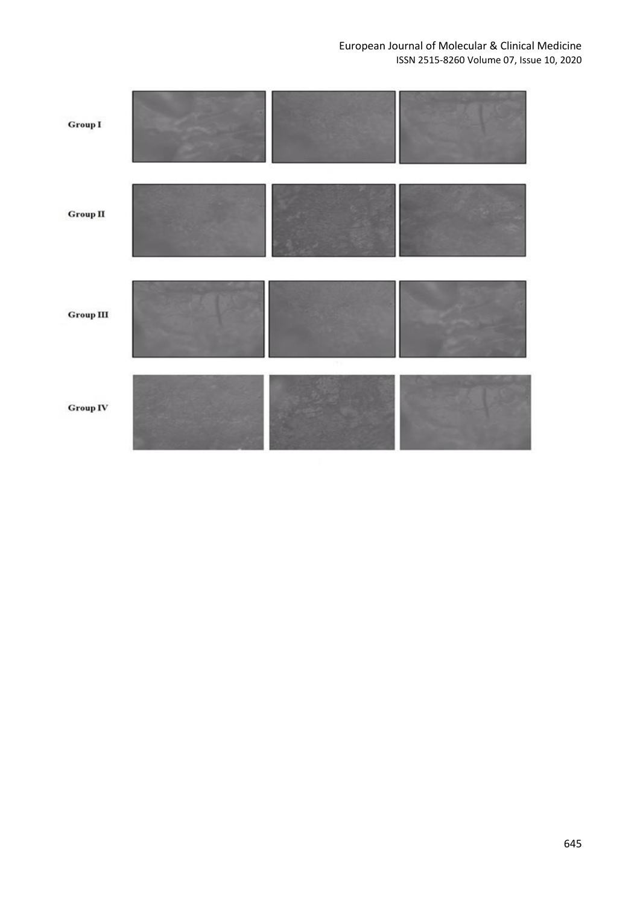Group I

Group II

Group III

Group IV